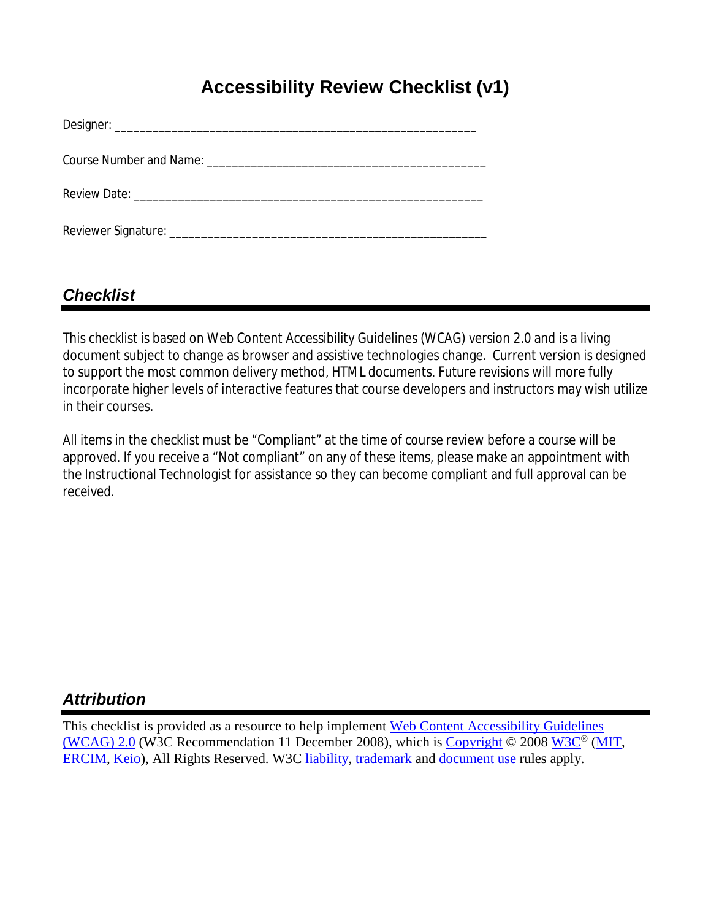# Accessibility Review Checklist (v1)

Designer: ___________________________________________________________

Course Number and Name: ______________________________________________

Review Date: _________________________________________________________

Reviewer Signature: ___________________________________________________

## *Checklist*

This checklist is based on Web Content Accessibility Guidelines (WCAG) version 2.0 and is a living document subject to change as browser and assistive technologies change. Current version is designed to support the most common delivery method, HTML documents. Future revisions will more fully incorporate higher levels of interactive features that course developers and instructors may wish utilize in their courses.

All items in the checklist must be "Compliant" at the time of course review before a course will be approved. If you receive a "Not compliant" on any of these items, please make an appointment with the Instructional Technologist for assistance so they can become compliant and full approval can be received.

## *Attribution*

This checklist is provided as a resource to help implement Web Content Accessibility Guidelines (WCAG) 2.0 (W3C Recommendation 11 December 2008), which is Copyright © 2008 W3C® (MIT, ERCIM, Keio), All Rights Reserved. W3C liability, trademark and document use rules apply.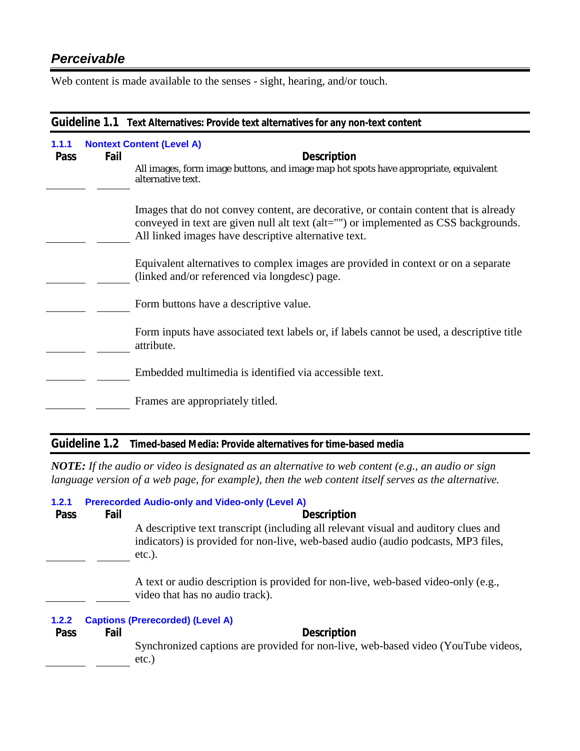## *Perceivable*

Web content is made available to the senses - sight, hearing, and/or touch.

### Guideline 1.1 Text Alternatives: Provide text alternatives for any non-text content

**1.1.1 Nontext Content (Level A)**

| Pass | Fail | Description |
|---|---|---|
| ______ | ______ | All images, form image buttons, and image map hot spots have appropriate, equivalent alternative text. |
| ______ | ______ | Images that do not convey content, are decorative, or contain content that is already conveyed in text are given null alt text (alt="") or implemented as CSS backgrounds. All linked images have descriptive alternative text. |
| ______ | ______ | Equivalent alternatives to complex images are provided in context or on a separate (linked and/or referenced via longdesc) page. |
| ______ | ______ | Form buttons have a descriptive value. |
| ______ | ______ | Form inputs have associated text labels or, if labels cannot be used, a descriptive title attribute. |
| ______ | ______ | Embedded multimedia is identified via accessible text. |
| ______ | ______ | Frames are appropriately titled. |

### Guideline 1.2 Timed-based Media: Provide alternatives for time-based media

***NOTE:*** *If the audio or video is designated as an alternative to web content (e.g., an audio or sign language version of a web page, for example), then the web content itself serves as the alternative.*

**1.2.1 Prerecorded Audio-only and Video-only (Level A)**

| Pass | Fail | Description |
|---|---|---|
| ______ | ______ | A descriptive text transcript (including all relevant visual and auditory clues and indicators) is provided for non-live, web-based audio (audio podcasts, MP3 files, etc.). |
| ______ | ______ | A text or audio description is provided for non-live, web-based video-only (e.g., video that has no audio track). |

**1.2.2 Captions (Prerecorded) (Level A)**

| Pass | Fail | Description |
|---|---|---|
| ______ | ______ | Synchronized captions are provided for non-live, web-based video (YouTube videos, etc.) |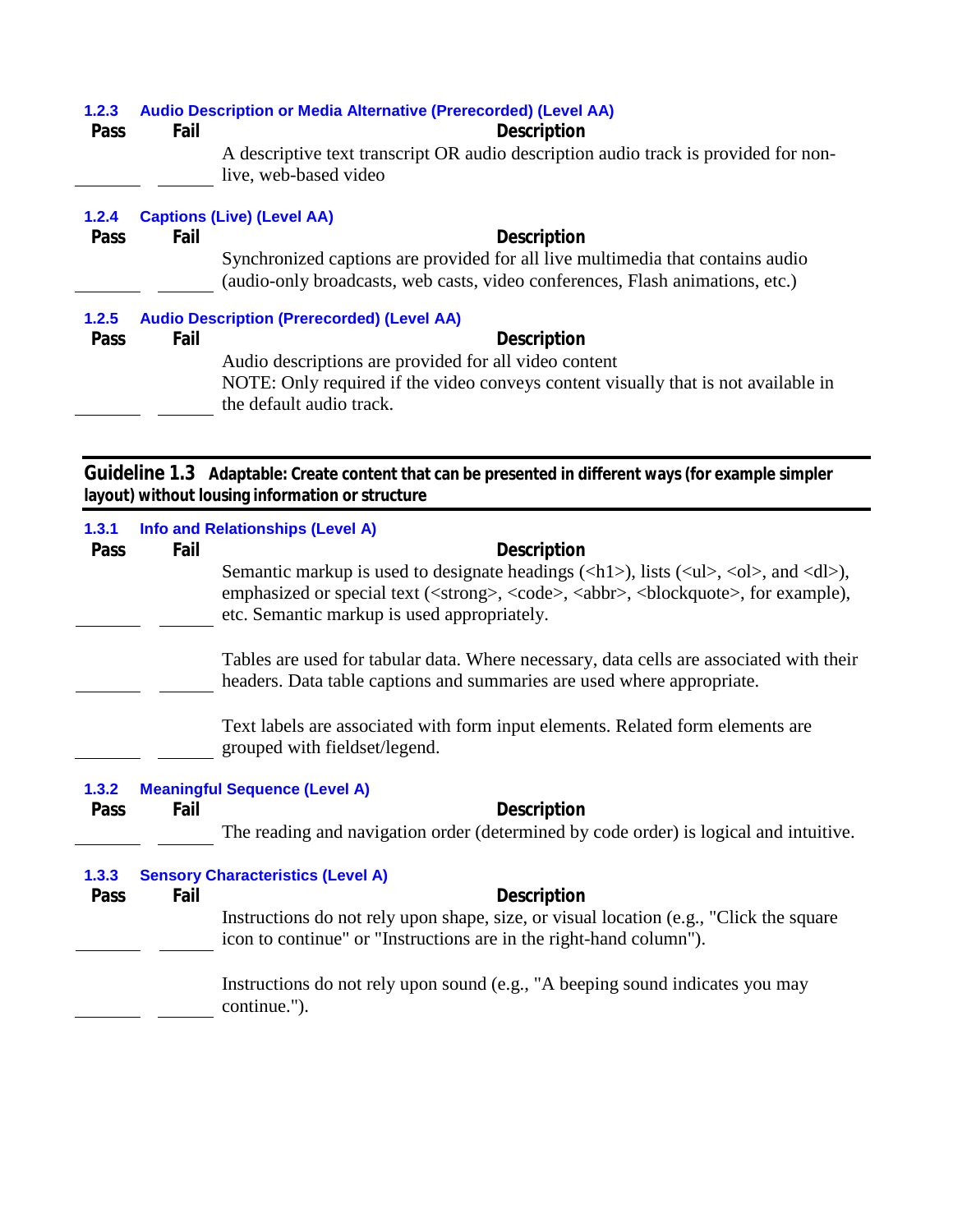### 1.2.3 Audio Description or Media Alternative (Prerecorded) (Level AA)

| Pass | Fail | Description |
|---|---|---|
| ______ | ______ | A descriptive text transcript OR audio description audio track is provided for non-live, web-based video |

### 1.2.4 Captions (Live) (Level AA)

| Pass | Fail | Description |
|---|---|---|
| ______ | ______ | Synchronized captions are provided for all live multimedia that contains audio (audio-only broadcasts, web casts, video conferences, Flash animations, etc.) |

### 1.2.5 Audio Description (Prerecorded) (Level AA)

| Pass | Fail | Description |
|---|---|---|
| ______ | ______ | Audio descriptions are provided for all video content<br>NOTE: Only required if the video conveys content visually that is not available in the default audio track. |

## Guideline 1.3 Adaptable: Create content that can be presented in different ways (for example simpler layout) without lousing information or structure

### 1.3.1 Info and Relationships (Level A)

| Pass | Fail | Description |
|---|---|---|
| ______ | ______ | Semantic markup is used to designate headings (<h1>), lists (<ul>, <ol>, and <dl>), emphasized or special text (<strong>, <code>, <abbr>, <blockquote>, for example), etc. Semantic markup is used appropriately. |
| ______ | ______ | Tables are used for tabular data. Where necessary, data cells are associated with their headers. Data table captions and summaries are used where appropriate. |
| ______ | ______ | Text labels are associated with form input elements. Related form elements are grouped with fieldset/legend. |

### 1.3.2 Meaningful Sequence (Level A)

| Pass | Fail | Description |
|---|---|---|
| ______ | ______ | The reading and navigation order (determined by code order) is logical and intuitive. |

### 1.3.3 Sensory Characteristics (Level A)

| Pass | Fail | Description |
|---|---|---|
| ______ | ______ | Instructions do not rely upon shape, size, or visual location (e.g., "Click the square icon to continue" or "Instructions are in the right-hand column"). |
| ______ | ______ | Instructions do not rely upon sound (e.g., "A beeping sound indicates you may continue."). |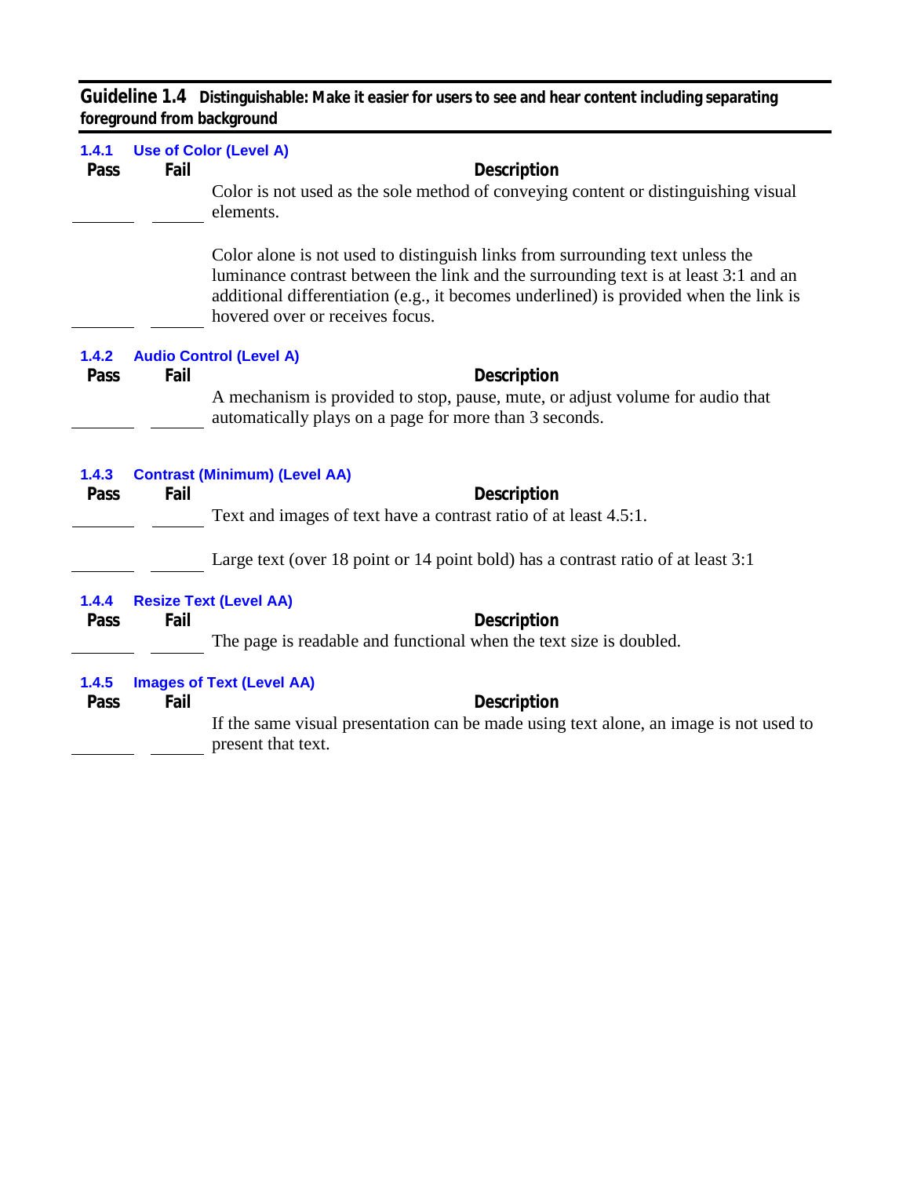## Guideline 1.4 Distinguishable: Make it easier for users to see and hear content including separating foreground from background

### 1.4.1 Use of Color (Level A)

| Pass | Fail | Description |
|---|---|---|
| ______ | ______ | Color is not used as the sole method of conveying content or distinguishing visual elements. |
| ______ | ______ | Color alone is not used to distinguish links from surrounding text unless the luminance contrast between the link and the surrounding text is at least 3:1 and an additional differentiation (e.g., it becomes underlined) is provided when the link is hovered over or receives focus. |

### 1.4.2 Audio Control (Level A)

| Pass | Fail | Description |
|---|---|---|
| ______ | ______ | A mechanism is provided to stop, pause, mute, or adjust volume for audio that automatically plays on a page for more than 3 seconds. |

### 1.4.3 Contrast (Minimum) (Level AA)

| Pass | Fail | Description |
|---|---|---|
| ______ | ______ | Text and images of text have a contrast ratio of at least 4.5:1. |
| ______ | ______ | Large text (over 18 point or 14 point bold) has a contrast ratio of at least 3:1 |

### 1.4.4 Resize Text (Level AA)

| Pass | Fail | Description |
|---|---|---|
| ______ | ______ | The page is readable and functional when the text size is doubled. |

### 1.4.5 Images of Text (Level AA)

| Pass | Fail | Description |
|---|---|---|
| ______ | ______ | If the same visual presentation can be made using text alone, an image is not used to present that text. |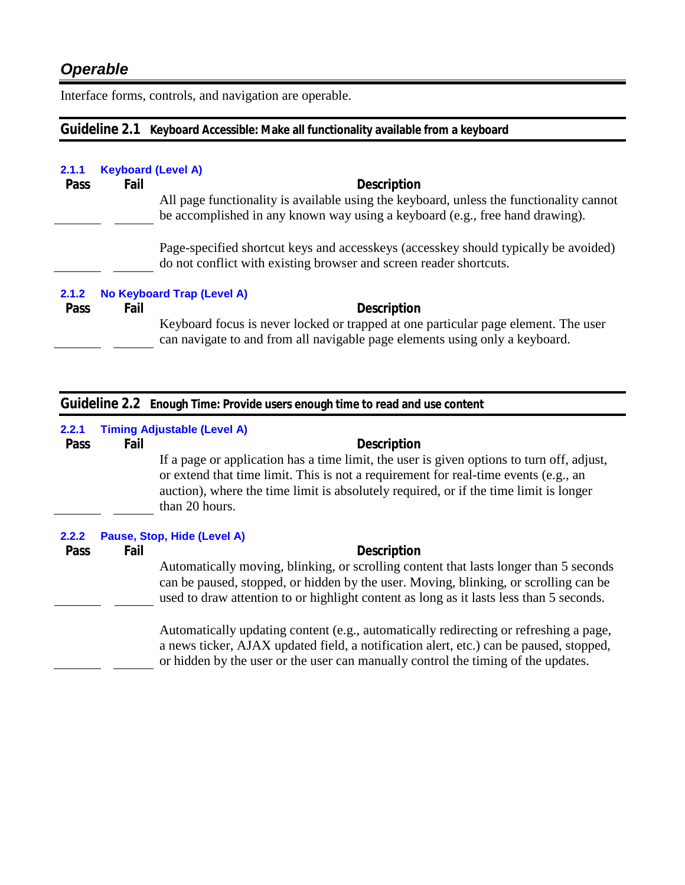## *Operable*

Interface forms, controls, and navigation are operable.

### Guideline 2.1 Keyboard Accessible: Make all functionality available from a keyboard

#### 2.1.1 Keyboard (Level A)

| Pass | Fail | Description |
|---|---|---|
| ______ | ______ | All page functionality is available using the keyboard, unless the functionality cannot be accomplished in any known way using a keyboard (e.g., free hand drawing). |
| ______ | ______ | Page-specified shortcut keys and accesskeys (accesskey should typically be avoided) do not conflict with existing browser and screen reader shortcuts. |

#### 2.1.2 No Keyboard Trap (Level A)

| Pass | Fail | Description |
|---|---|---|
| ______ | ______ | Keyboard focus is never locked or trapped at one particular page element. The user can navigate to and from all navigable page elements using only a keyboard. |

### Guideline 2.2 Enough Time: Provide users enough time to read and use content

#### 2.2.1 Timing Adjustable (Level A)

| Pass | Fail | Description |
|---|---|---|
| ______ | ______ | If a page or application has a time limit, the user is given options to turn off, adjust, or extend that time limit. This is not a requirement for real-time events (e.g., an auction), where the time limit is absolutely required, or if the time limit is longer than 20 hours. |

#### 2.2.2 Pause, Stop, Hide (Level A)

| Pass | Fail | Description |
|---|---|---|
| ______ | ______ | Automatically moving, blinking, or scrolling content that lasts longer than 5 seconds can be paused, stopped, or hidden by the user. Moving, blinking, or scrolling can be used to draw attention to or highlight content as long as it lasts less than 5 seconds. |
| ______ | ______ | Automatically updating content (e.g., automatically redirecting or refreshing a page, a news ticker, AJAX updated field, a notification alert, etc.) can be paused, stopped, or hidden by the user or the user can manually control the timing of the updates. |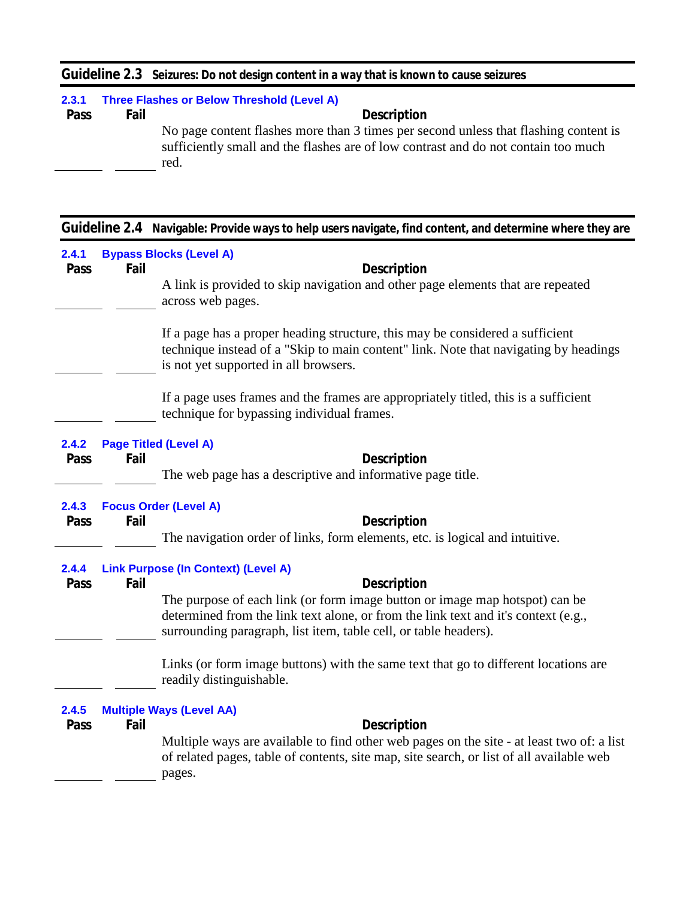## Guideline 2.3 Seizures: Do not design content in a way that is known to cause seizures

### 2.3.1 Three Flashes or Below Threshold (Level A)

| Pass | Fail | Description |
|---|---|---|
| ______ | ______ | No page content flashes more than 3 times per second unless that flashing content is sufficiently small and the flashes are of low contrast and do not contain too much red. |

## Guideline 2.4 Navigable: Provide ways to help users navigate, find content, and determine where they are

### 2.4.1 Bypass Blocks (Level A)

| Pass | Fail | Description |
|---|---|---|
| ______ | ______ | A link is provided to skip navigation and other page elements that are repeated across web pages. |
| ______ | ______ | If a page has a proper heading structure, this may be considered a sufficient technique instead of a "Skip to main content" link. Note that navigating by headings is not yet supported in all browsers. |
| ______ | ______ | If a page uses frames and the frames are appropriately titled, this is a sufficient technique for bypassing individual frames. |

### 2.4.2 Page Titled (Level A)

| Pass | Fail | Description |
|---|---|---|
| ______ | ______ | The web page has a descriptive and informative page title. |

### 2.4.3 Focus Order (Level A)

| Pass | Fail | Description |
|---|---|---|
| ______ | ______ | The navigation order of links, form elements, etc. is logical and intuitive. |

### 2.4.4 Link Purpose (In Context) (Level A)

| Pass | Fail | Description |
|---|---|---|
| ______ | ______ | The purpose of each link (or form image button or image map hotspot) can be determined from the link text alone, or from the link text and it's context (e.g., surrounding paragraph, list item, table cell, or table headers). |
| ______ | ______ | Links (or form image buttons) with the same text that go to different locations are readily distinguishable. |

### 2.4.5 Multiple Ways (Level AA)

| Pass | Fail | Description |
|---|---|---|
| ______ | ______ | Multiple ways are available to find other web pages on the site - at least two of: a list of related pages, table of contents, site map, site search, or list of all available web pages. |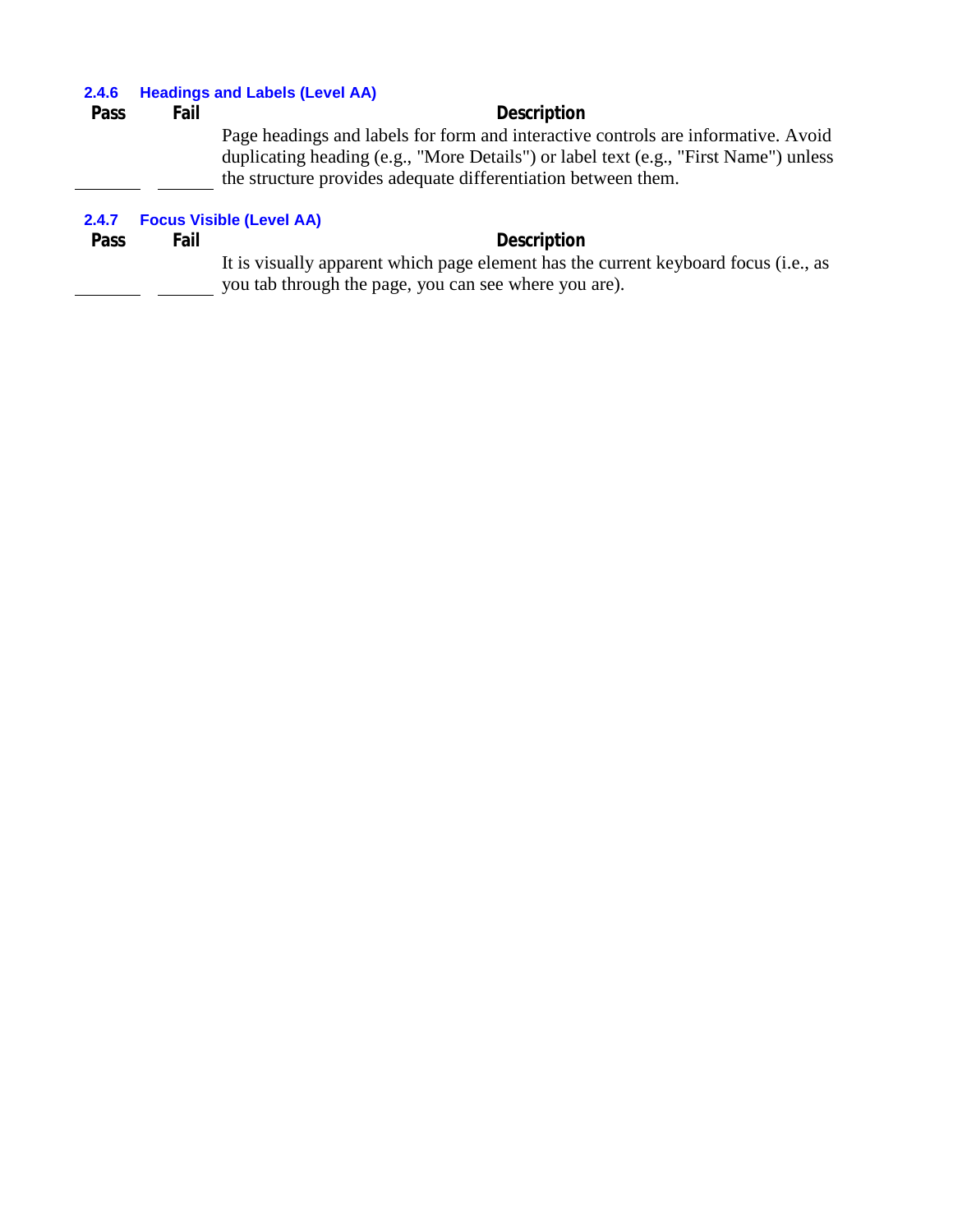### 2.4.6 Headings and Labels (Level AA)

| Pass | Fail | Description |
|---|---|---|
| ______ | ______ | Page headings and labels for form and interactive controls are informative. Avoid duplicating heading (e.g., "More Details") or label text (e.g., "First Name") unless the structure provides adequate differentiation between them. |

### 2.4.7 Focus Visible (Level AA)

| Pass | Fail | Description |
|---|---|---|
| ______ | ______ | It is visually apparent which page element has the current keyboard focus (i.e., as you tab through the page, you can see where you are). |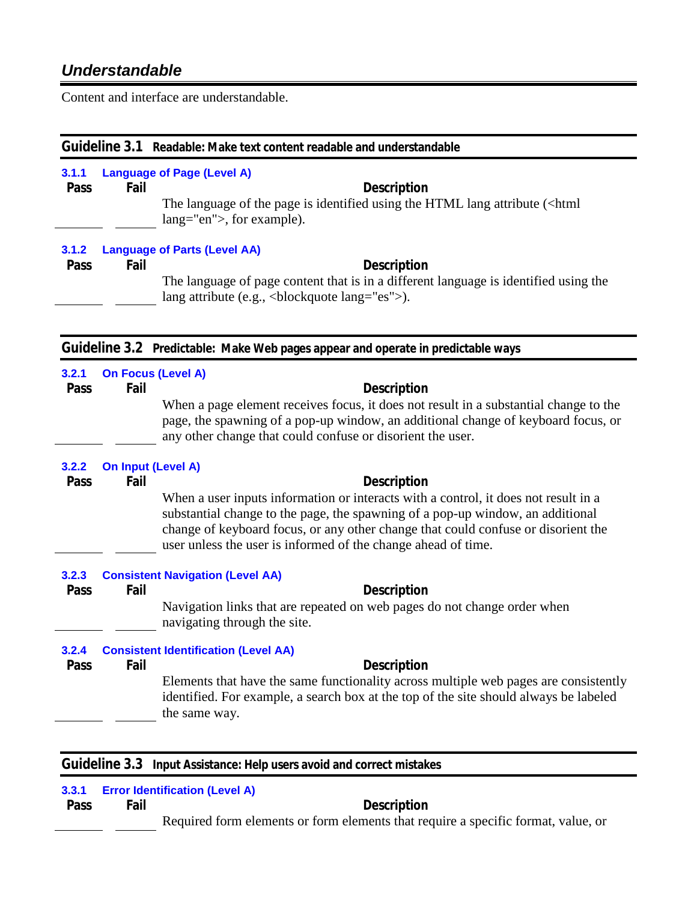## *Understandable*

Content and interface are understandable.

### Guideline 3.1 Readable: Make text content readable and understandable

**3.1.1 Language of Page (Level A)**

| Pass | Fail | Description |
|---|---|---|
| ______ | ______ | The language of the page is identified using the HTML lang attribute (<html lang="en">, for example). |

**3.1.2 Language of Parts (Level AA)**

| Pass | Fail | Description |
|---|---|---|
| ______ | ______ | The language of page content that is in a different language is identified using the lang attribute (e.g., <blockquote lang="es">). |

### Guideline 3.2 Predictable: Make Web pages appear and operate in predictable ways

**3.2.1 On Focus (Level A)**

| Pass | Fail | Description |
|---|---|---|
| ______ | ______ | When a page element receives focus, it does not result in a substantial change to the page, the spawning of a pop-up window, an additional change of keyboard focus, or any other change that could confuse or disorient the user. |

**3.2.2 On Input (Level A)**

| Pass | Fail | Description |
|---|---|---|
| ______ | ______ | When a user inputs information or interacts with a control, it does not result in a substantial change to the page, the spawning of a pop-up window, an additional change of keyboard focus, or any other change that could confuse or disorient the user unless the user is informed of the change ahead of time. |

**3.2.3 Consistent Navigation (Level AA)**

| Pass | Fail | Description |
|---|---|---|
| ______ | ______ | Navigation links that are repeated on web pages do not change order when navigating through the site. |

**3.2.4 Consistent Identification (Level AA)**

| Pass | Fail | Description |
|---|---|---|
| ______ | ______ | Elements that have the same functionality across multiple web pages are consistently identified. For example, a search box at the top of the site should always be labeled the same way. |

### Guideline 3.3 Input Assistance: Help users avoid and correct mistakes

**3.3.1 Error Identification (Level A)**

| Pass | Fail | Description |
|---|---|---|
| ______ | ______ | Required form elements or form elements that require a specific format, value, or |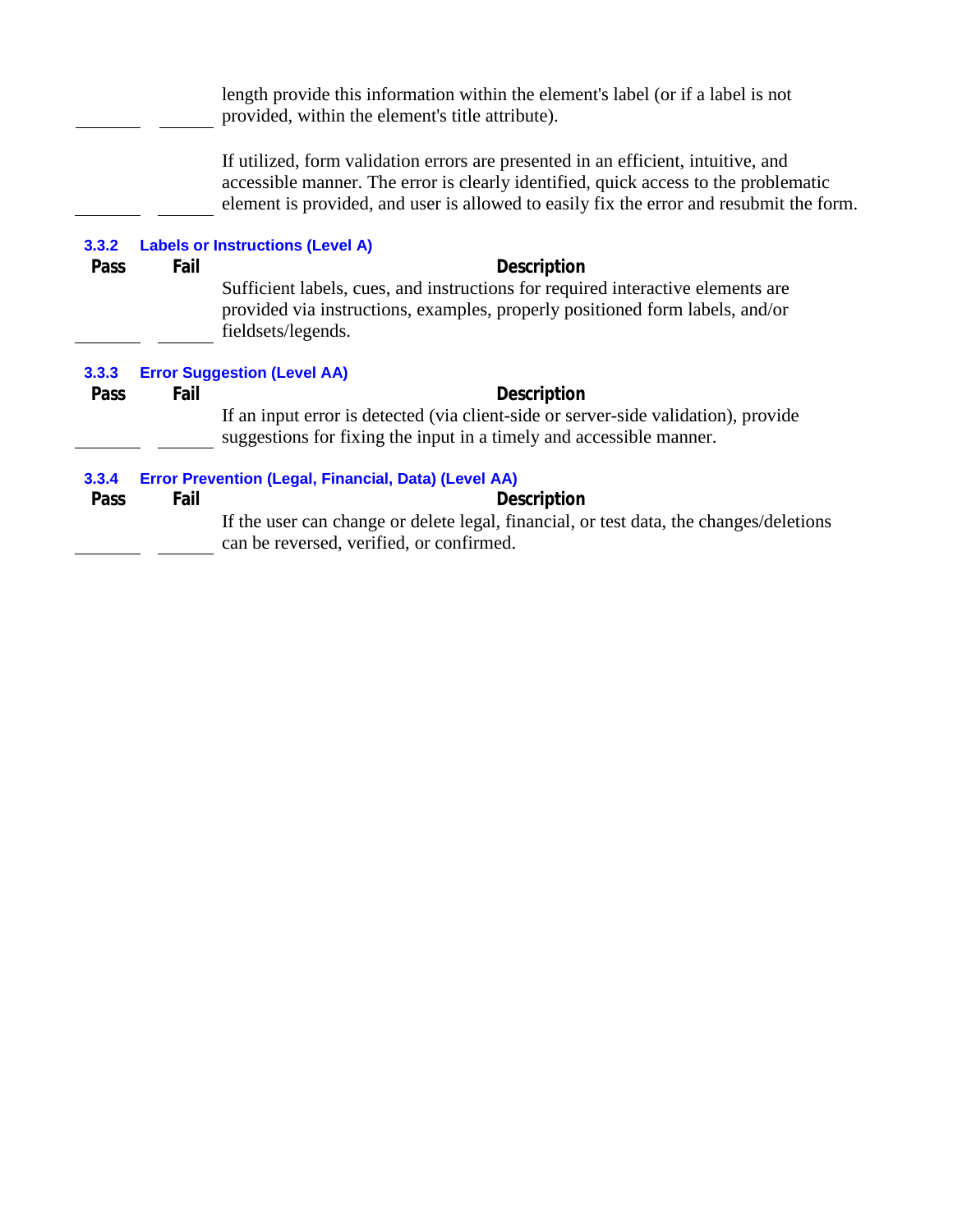| Pass | Fail | Description |
|---|---|---|
| ______ | ______ | length provide this information within the element's label (or if a label is not provided, within the element's title attribute). |
| ______ | ______ | If utilized, form validation errors are presented in an efficient, intuitive, and accessible manner. The error is clearly identified, quick access to the problematic element is provided, and user is allowed to easily fix the error and resubmit the form. |

### 3.3.2 Labels or Instructions (Level A)

| Pass | Fail | Description |
|---|---|---|
| ______ | ______ | Sufficient labels, cues, and instructions for required interactive elements are provided via instructions, examples, properly positioned form labels, and/or fieldsets/legends. |

### 3.3.3 Error Suggestion (Level AA)

| Pass | Fail | Description |
|---|---|---|
| ______ | ______ | If an input error is detected (via client-side or server-side validation), provide suggestions for fixing the input in a timely and accessible manner. |

### 3.3.4 Error Prevention (Legal, Financial, Data) (Level AA)

| Pass | Fail | Description |
|---|---|---|
| ______ | ______ | If the user can change or delete legal, financial, or test data, the changes/deletions can be reversed, verified, or confirmed. |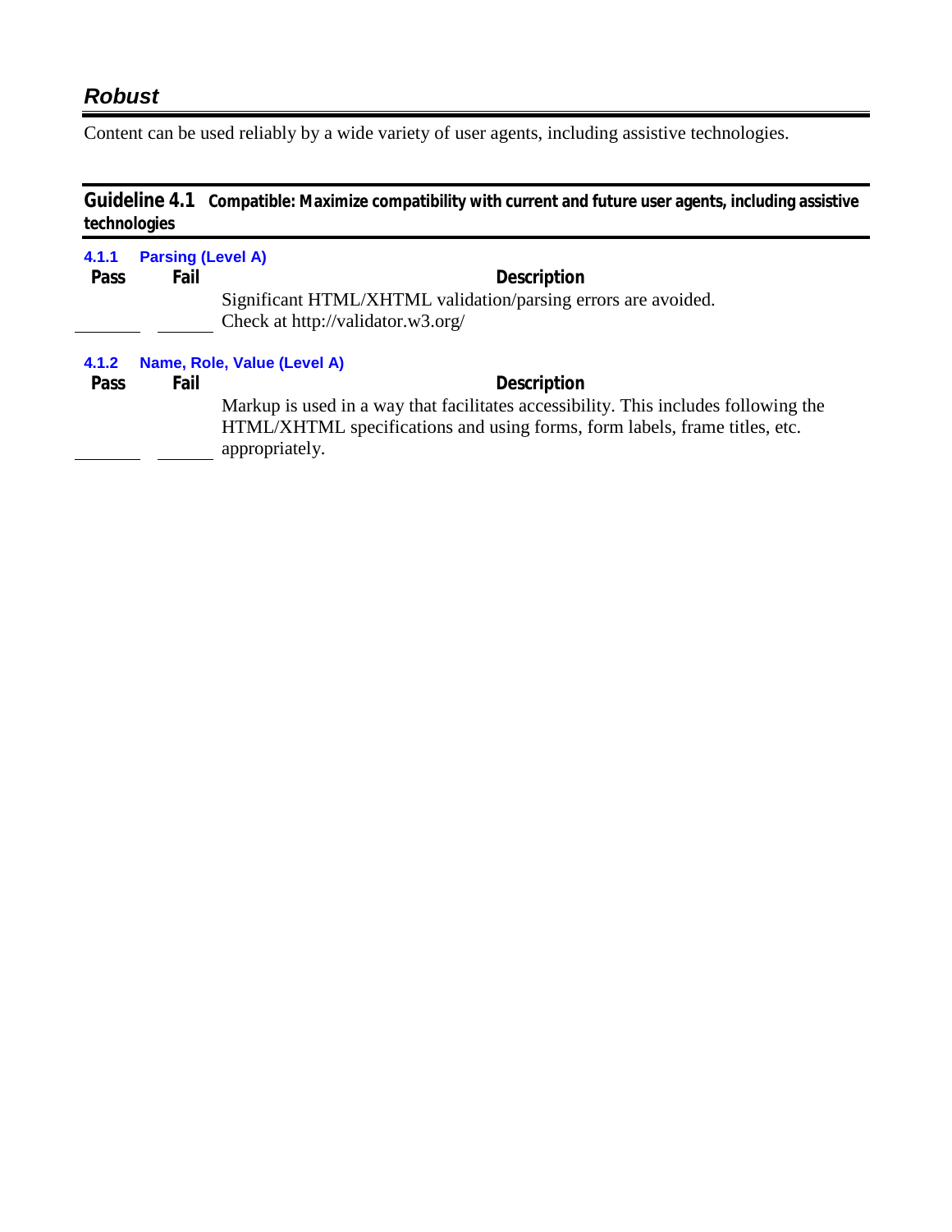## *Robust*

Content can be used reliably by a wide variety of user agents, including assistive technologies.

### Guideline 4.1 Compatible: Maximize compatibility with current and future user agents, including assistive technologies

**4.1.1 Parsing (Level A)**

| Pass | Fail | Description |
|---|---|---|
| ______ | ______ | Significant HTML/XHTML validation/parsing errors are avoided. Check at http://validator.w3.org/ |

**4.1.2 Name, Role, Value (Level A)**

| Pass | Fail | Description |
|---|---|---|
| ______ | ______ | Markup is used in a way that facilitates accessibility. This includes following the HTML/XHTML specifications and using forms, form labels, frame titles, etc. appropriately. |